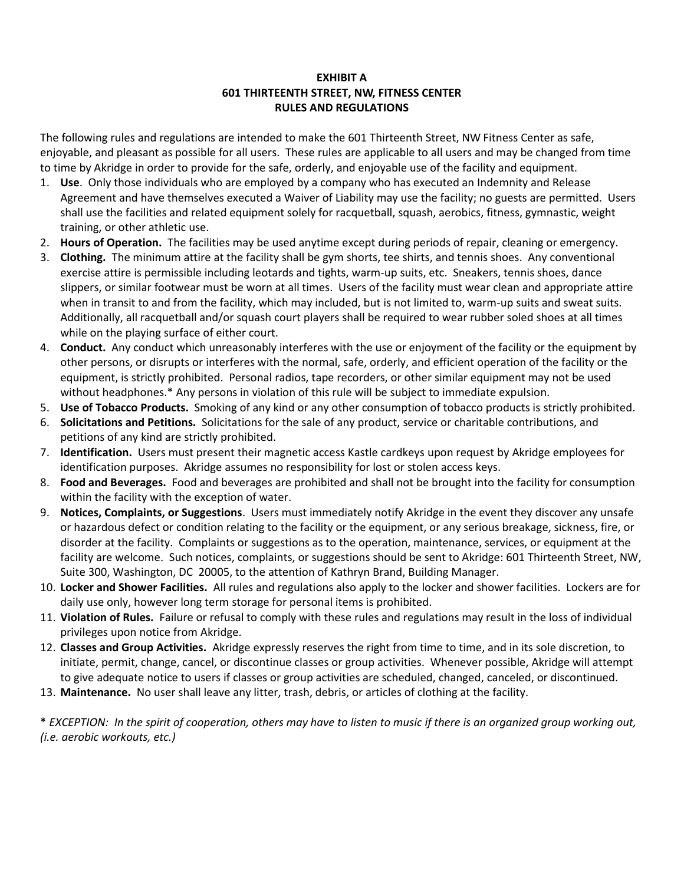**EXHIBIT A**
**601 THIRTEENTH STREET, NW, FITNESS CENTER**
**RULES AND REGULATIONS**

The following rules and regulations are intended to make the 601 Thirteenth Street, NW Fitness Center as safe, enjoyable, and pleasant as possible for all users. These rules are applicable to all users and may be changed from time to time by Akridge in order to provide for the safe, orderly, and enjoyable use of the facility and equipment.

1. **Use**. Only those individuals who are employed by a company who has executed an Indemnity and Release Agreement and have themselves executed a Waiver of Liability may use the facility; no guests are permitted. Users shall use the facilities and related equipment solely for racquetball, squash, aerobics, fitness, gymnastic, weight training, or other athletic use.
2. **Hours of Operation.** The facilities may be used anytime except during periods of repair, cleaning or emergency.
3. **Clothing.** The minimum attire at the facility shall be gym shorts, tee shirts, and tennis shoes. Any conventional exercise attire is permissible including leotards and tights, warm-up suits, etc. Sneakers, tennis shoes, dance slippers, or similar footwear must be worn at all times. Users of the facility must wear clean and appropriate attire when in transit to and from the facility, which may included, but is not limited to, warm-up suits and sweat suits. Additionally, all racquetball and/or squash court players shall be required to wear rubber soled shoes at all times while on the playing surface of either court.
4. **Conduct.** Any conduct which unreasonably interferes with the use or enjoyment of the facility or the equipment by other persons, or disrupts or interferes with the normal, safe, orderly, and efficient operation of the facility or the equipment, is strictly prohibited. Personal radios, tape recorders, or other similar equipment may not be used without headphones.* Any persons in violation of this rule will be subject to immediate expulsion.
5. **Use of Tobacco Products.** Smoking of any kind or any other consumption of tobacco products is strictly prohibited.
6. **Solicitations and Petitions.** Solicitations for the sale of any product, service or charitable contributions, and petitions of any kind are strictly prohibited.
7. **Identification.** Users must present their magnetic access Kastle cardkeys upon request by Akridge employees for identification purposes. Akridge assumes no responsibility for lost or stolen access keys.
8. **Food and Beverages.** Food and beverages are prohibited and shall not be brought into the facility for consumption within the facility with the exception of water.
9. **Notices, Complaints, or Suggestions**. Users must immediately notify Akridge in the event they discover any unsafe or hazardous defect or condition relating to the facility or the equipment, or any serious breakage, sickness, fire, or disorder at the facility. Complaints or suggestions as to the operation, maintenance, services, or equipment at the facility are welcome. Such notices, complaints, or suggestions should be sent to Akridge: 601 Thirteenth Street, NW, Suite 300, Washington, DC 20005, to the attention of Kathryn Brand, Building Manager.
10. **Locker and Shower Facilities.** All rules and regulations also apply to the locker and shower facilities. Lockers are for daily use only, however long term storage for personal items is prohibited.
11. **Violation of Rules.** Failure or refusal to comply with these rules and regulations may result in the loss of individual privileges upon notice from Akridge.
12. **Classes and Group Activities.** Akridge expressly reserves the right from time to time, and in its sole discretion, to initiate, permit, change, cancel, or discontinue classes or group activities. Whenever possible, Akridge will attempt to give adequate notice to users if classes or group activities are scheduled, changed, canceled, or discontinued.
13. **Maintenance.** No user shall leave any litter, trash, debris, or articles of clothing at the facility.

\* *EXCEPTION: In the spirit of cooperation, others may have to listen to music if there is an organized group working out, (i.e. aerobic workouts, etc.)*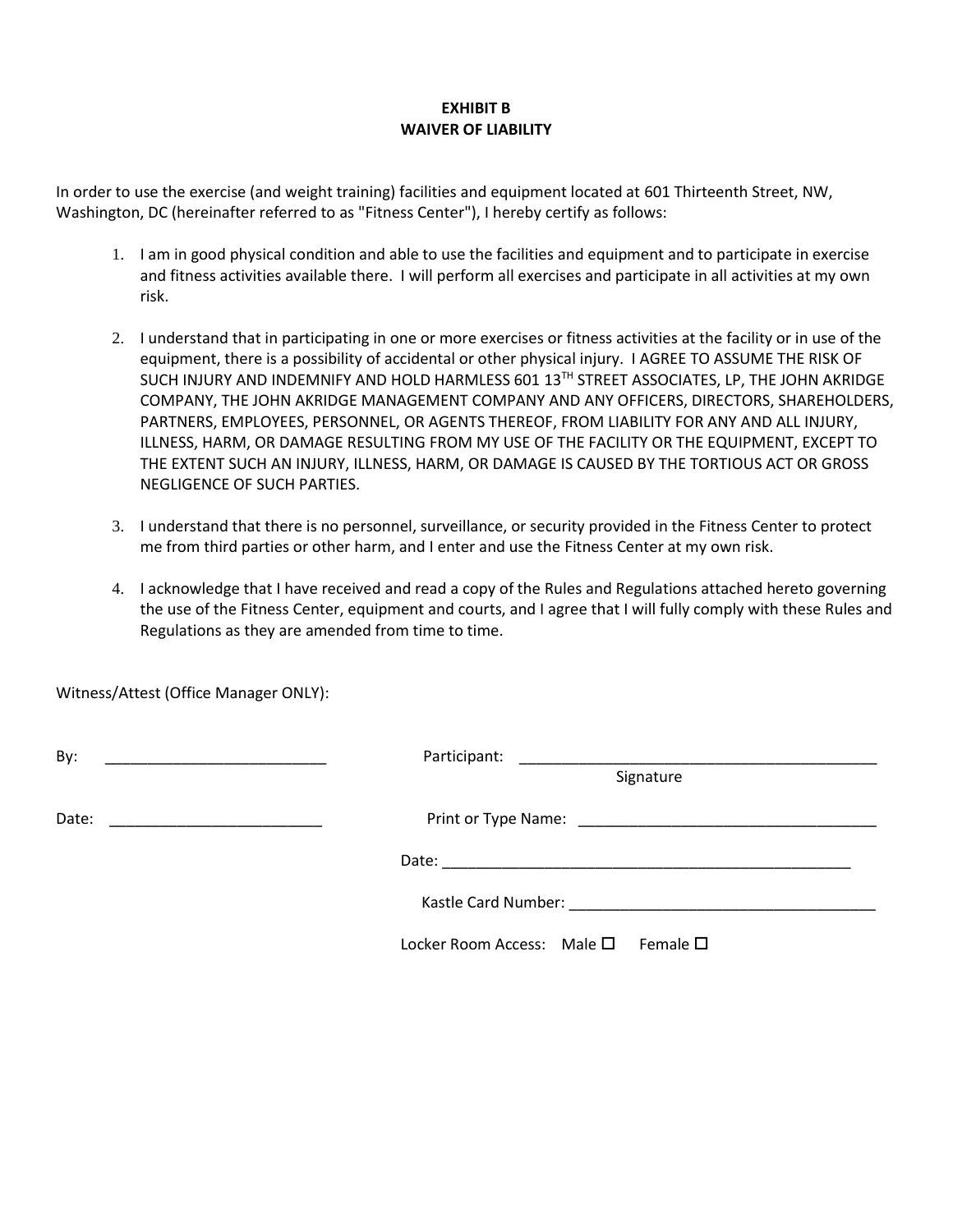**EXHIBIT B**
**WAIVER OF LIABILITY**

In order to use the exercise (and weight training) facilities and equipment located at 601 Thirteenth Street, NW, Washington, DC (hereinafter referred to as "Fitness Center"), I hereby certify as follows:

1. I am in good physical condition and able to use the facilities and equipment and to participate in exercise and fitness activities available there. I will perform all exercises and participate in all activities at my own risk.

2. I understand that in participating in one or more exercises or fitness activities at the facility or in use of the equipment, there is a possibility of accidental or other physical injury. I AGREE TO ASSUME THE RISK OF SUCH INJURY AND INDEMNIFY AND HOLD HARMLESS 601 13TH STREET ASSOCIATES, LP, THE JOHN AKRIDGE COMPANY, THE JOHN AKRIDGE MANAGEMENT COMPANY AND ANY OFFICERS, DIRECTORS, SHAREHOLDERS, PARTNERS, EMPLOYEES, PERSONNEL, OR AGENTS THEREOF, FROM LIABILITY FOR ANY AND ALL INJURY, ILLNESS, HARM, OR DAMAGE RESULTING FROM MY USE OF THE FACILITY OR THE EQUIPMENT, EXCEPT TO THE EXTENT SUCH AN INJURY, ILLNESS, HARM, OR DAMAGE IS CAUSED BY THE TORTIOUS ACT OR GROSS NEGLIGENCE OF SUCH PARTIES.

3. I understand that there is no personnel, surveillance, or security provided in the Fitness Center to protect me from third parties or other harm, and I enter and use the Fitness Center at my own risk.

4. I acknowledge that I have received and read a copy of the Rules and Regulations attached hereto governing the use of the Fitness Center, equipment and courts, and I agree that I will fully comply with these Rules and Regulations as they are amended from time to time.

Witness/Attest (Office Manager ONLY):

By: ___________________________

Date: ___________________________

Participant: ___________________________________________
Signature

Print or Type Name: ___________________________________

Date: _________________________________________________

Kastle Card Number: ___________________________________

Locker Room Access: Male ☐ Female ☐